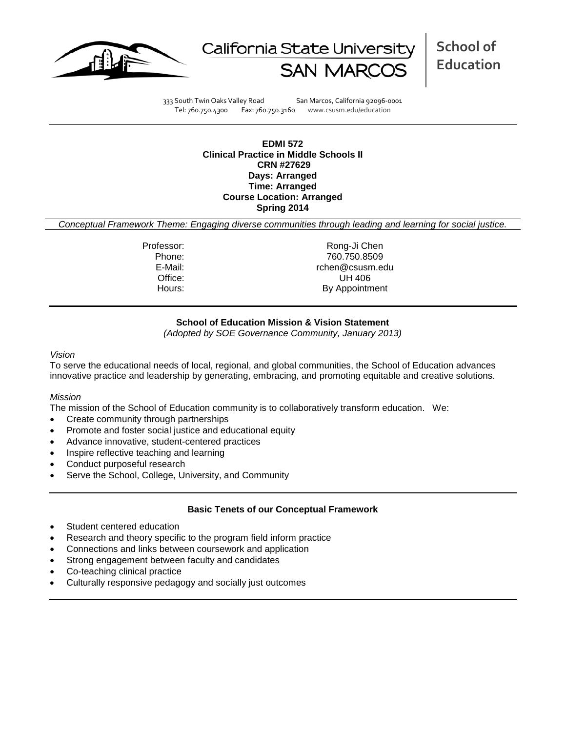California State University SAN MARCOS

**School of Education**

333 South Twin Oaks Valley Road San Marcos, California 92096-0001
Tel: 760.750.4300 Fax: 760.750.3160 www.csusm.edu/education

**EDMI 572**
**Clinical Practice in Middle Schools II**
**CRN #27629**
**Days: Arranged**
**Time: Arranged**
**Course Location: Arranged**
**Spring 2014**

*Conceptual Framework Theme: Engaging diverse communities through leading and learning for social justice.*

Professor: Rong-Ji Chen
Phone: 760.750.8509
E-Mail: rchen@csusm.edu
Office: UH 406
Hours: By Appointment

## School of Education Mission & Vision Statement

*(Adopted by SOE Governance Community, January 2013)*

*Vision*

To serve the educational needs of local, regional, and global communities, the School of Education advances innovative practice and leadership by generating, embracing, and promoting equitable and creative solutions.

*Mission*

The mission of the School of Education community is to collaboratively transform education. We:

- Create community through partnerships
- Promote and foster social justice and educational equity
- Advance innovative, student-centered practices
- Inspire reflective teaching and learning
- Conduct purposeful research
- Serve the School, College, University, and Community

## Basic Tenets of our Conceptual Framework

- Student centered education
- Research and theory specific to the program field inform practice
- Connections and links between coursework and application
- Strong engagement between faculty and candidates
- Co-teaching clinical practice
- Culturally responsive pedagogy and socially just outcomes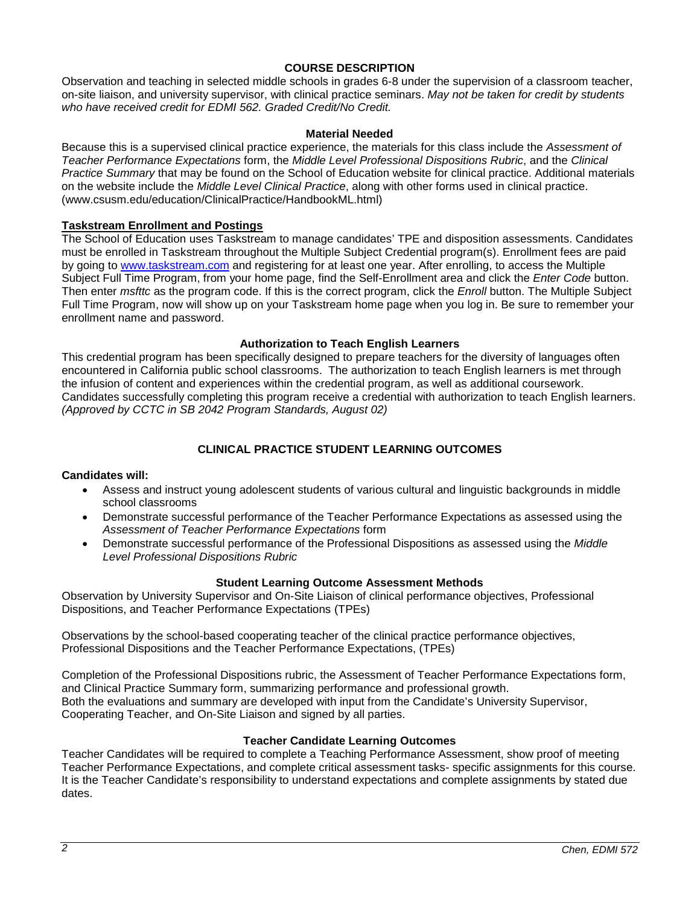## COURSE DESCRIPTION

Observation and teaching in selected middle schools in grades 6-8 under the supervision of a classroom teacher, on-site liaison, and university supervisor, with clinical practice seminars. *May not be taken for credit by students who have received credit for EDMI 562. Graded Credit/No Credit.*

### Material Needed

Because this is a supervised clinical practice experience, the materials for this class include the *Assessment of Teacher Performance Expectations* form, the *Middle Level Professional Dispositions Rubric*, and the *Clinical Practice Summary* that may be found on the School of Education website for clinical practice. Additional materials on the website include the *Middle Level Clinical Practice*, along with other forms used in clinical practice. (www.csusm.edu/education/ClinicalPractice/HandbookML.html)

### Taskstream Enrollment and Postings

The School of Education uses Taskstream to manage candidates' TPE and disposition assessments. Candidates must be enrolled in Taskstream throughout the Multiple Subject Credential program(s). Enrollment fees are paid by going to www.taskstream.com and registering for at least one year. After enrolling, to access the Multiple Subject Full Time Program, from your home page, find the Self-Enrollment area and click the *Enter Code* button. Then enter *msfttc* as the program code. If this is the correct program, click the *Enroll* button. The Multiple Subject Full Time Program, now will show up on your Taskstream home page when you log in. Be sure to remember your enrollment name and password.

### Authorization to Teach English Learners

This credential program has been specifically designed to prepare teachers for the diversity of languages often encountered in California public school classrooms. The authorization to teach English learners is met through the infusion of content and experiences within the credential program, as well as additional coursework. Candidates successfully completing this program receive a credential with authorization to teach English learners. *(Approved by CCTC in SB 2042 Program Standards, August 02)*

## CLINICAL PRACTICE STUDENT LEARNING OUTCOMES

**Candidates will:**

- Assess and instruct young adolescent students of various cultural and linguistic backgrounds in middle school classrooms
- Demonstrate successful performance of the Teacher Performance Expectations as assessed using the *Assessment of Teacher Performance Expectations* form
- Demonstrate successful performance of the Professional Dispositions as assessed using the *Middle Level Professional Dispositions Rubric*

### Student Learning Outcome Assessment Methods

Observation by University Supervisor and On-Site Liaison of clinical performance objectives, Professional Dispositions, and Teacher Performance Expectations (TPEs)

Observations by the school-based cooperating teacher of the clinical practice performance objectives, Professional Dispositions and the Teacher Performance Expectations, (TPEs)

Completion of the Professional Dispositions rubric, the Assessment of Teacher Performance Expectations form, and Clinical Practice Summary form, summarizing performance and professional growth.
Both the evaluations and summary are developed with input from the Candidate's University Supervisor, Cooperating Teacher, and On-Site Liaison and signed by all parties.

### Teacher Candidate Learning Outcomes

Teacher Candidates will be required to complete a Teaching Performance Assessment, show proof of meeting Teacher Performance Expectations, and complete critical assessment tasks- specific assignments for this course. It is the Teacher Candidate's responsibility to understand expectations and complete assignments by stated due dates.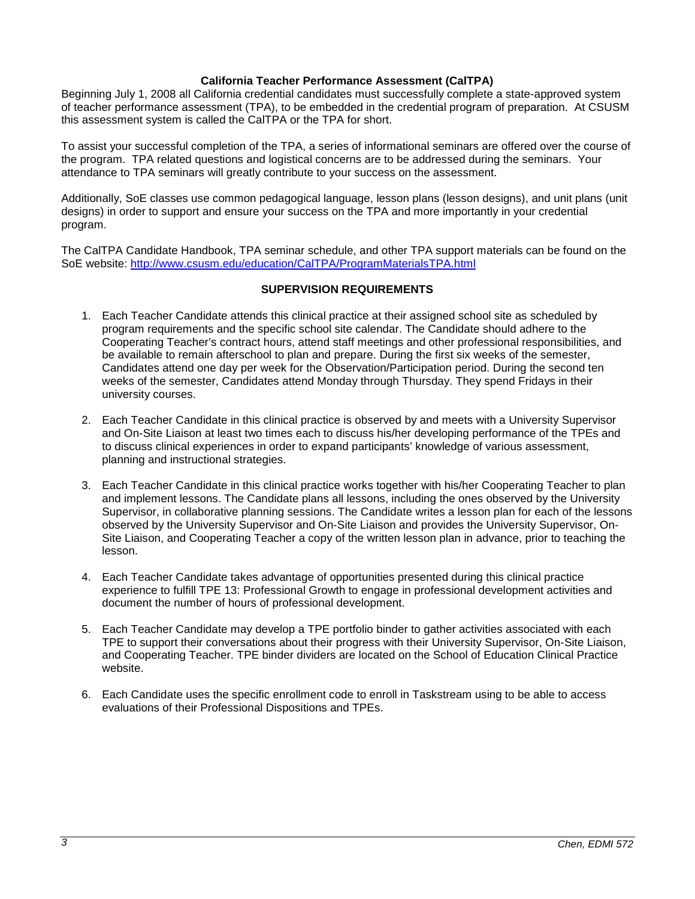## California Teacher Performance Assessment (CalTPA)

Beginning July 1, 2008 all California credential candidates must successfully complete a state-approved system of teacher performance assessment (TPA), to be embedded in the credential program of preparation. At CSUSM this assessment system is called the CalTPA or the TPA for short.

To assist your successful completion of the TPA, a series of informational seminars are offered over the course of the program. TPA related questions and logistical concerns are to be addressed during the seminars. Your attendance to TPA seminars will greatly contribute to your success on the assessment.

Additionally, SoE classes use common pedagogical language, lesson plans (lesson designs), and unit plans (unit designs) in order to support and ensure your success on the TPA and more importantly in your credential program.

The CalTPA Candidate Handbook, TPA seminar schedule, and other TPA support materials can be found on the SoE website: [http://www.csusm.edu/education/CalTPA/ProgramMaterialsTPA.html](http://www.csusm.edu/education/CalTPA/ProgramMaterialsTPA.html)

## SUPERVISION REQUIREMENTS

1. Each Teacher Candidate attends this clinical practice at their assigned school site as scheduled by program requirements and the specific school site calendar. The Candidate should adhere to the Cooperating Teacher's contract hours, attend staff meetings and other professional responsibilities, and be available to remain afterschool to plan and prepare. During the first six weeks of the semester, Candidates attend one day per week for the Observation/Participation period. During the second ten weeks of the semester, Candidates attend Monday through Thursday. They spend Fridays in their university courses.

2. Each Teacher Candidate in this clinical practice is observed by and meets with a University Supervisor and On-Site Liaison at least two times each to discuss his/her developing performance of the TPEs and to discuss clinical experiences in order to expand participants' knowledge of various assessment, planning and instructional strategies.

3. Each Teacher Candidate in this clinical practice works together with his/her Cooperating Teacher to plan and implement lessons. The Candidate plans all lessons, including the ones observed by the University Supervisor, in collaborative planning sessions. The Candidate writes a lesson plan for each of the lessons observed by the University Supervisor and On-Site Liaison and provides the University Supervisor, On-Site Liaison, and Cooperating Teacher a copy of the written lesson plan in advance, prior to teaching the lesson.

4. Each Teacher Candidate takes advantage of opportunities presented during this clinical practice experience to fulfill TPE 13: Professional Growth to engage in professional development activities and document the number of hours of professional development.

5. Each Teacher Candidate may develop a TPE portfolio binder to gather activities associated with each TPE to support their conversations about their progress with their University Supervisor, On-Site Liaison, and Cooperating Teacher. TPE binder dividers are located on the School of Education Clinical Practice website.

6. Each Candidate uses the specific enrollment code to enroll in Taskstream using to be able to access evaluations of their Professional Dispositions and TPEs.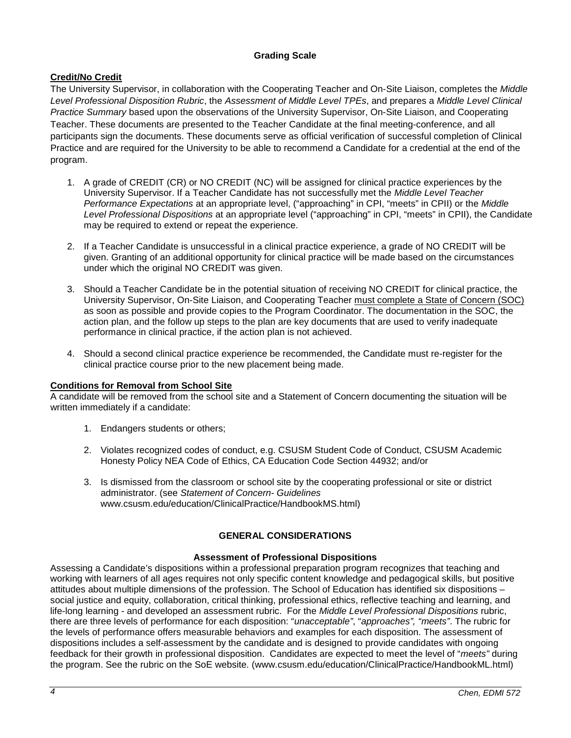## Grading Scale

**Credit/No Credit**

The University Supervisor, in collaboration with the Cooperating Teacher and On-Site Liaison, completes the *Middle Level Professional Disposition Rubric*, the *Assessment of Middle Level TPEs*, and prepares a *Middle Level Clinical Practice Summary* based upon the observations of the University Supervisor, On-Site Liaison, and Cooperating Teacher. These documents are presented to the Teacher Candidate at the final meeting-conference, and all participants sign the documents. These documents serve as official verification of successful completion of Clinical Practice and are required for the University to be able to recommend a Candidate for a credential at the end of the program.

1. A grade of CREDIT (CR) or NO CREDIT (NC) will be assigned for clinical practice experiences by the University Supervisor. If a Teacher Candidate has not successfully met the *Middle Level Teacher Performance Expectations* at an appropriate level, ("approaching" in CPI, "meets" in CPII) or the *Middle Level Professional Dispositions* at an appropriate level ("approaching" in CPI, "meets" in CPII), the Candidate may be required to extend or repeat the experience.
2. If a Teacher Candidate is unsuccessful in a clinical practice experience, a grade of NO CREDIT will be given. Granting of an additional opportunity for clinical practice will be made based on the circumstances under which the original NO CREDIT was given.
3. Should a Teacher Candidate be in the potential situation of receiving NO CREDIT for clinical practice, the University Supervisor, On-Site Liaison, and Cooperating Teacher <u>must complete a State of Concern (SOC)</u> as soon as possible and provide copies to the Program Coordinator. The documentation in the SOC, the action plan, and the follow up steps to the plan are key documents that are used to verify inadequate performance in clinical practice, if the action plan is not achieved.
4. Should a second clinical practice experience be recommended, the Candidate must re-register for the clinical practice course prior to the new placement being made.

**Conditions for Removal from School Site**

A candidate will be removed from the school site and a Statement of Concern documenting the situation will be written immediately if a candidate:

1. Endangers students or others;
2. Violates recognized codes of conduct, e.g. CSUSM Student Code of Conduct, CSUSM Academic Honesty Policy NEA Code of Ethics, CA Education Code Section 44932; and/or
3. Is dismissed from the classroom or school site by the cooperating professional or site or district administrator. (see *Statement of Concern- Guidelines* www.csusm.edu/education/ClinicalPractice/HandbookMS.html)

## GENERAL CONSIDERATIONS

### Assessment of Professional Dispositions

Assessing a Candidate's dispositions within a professional preparation program recognizes that teaching and working with learners of all ages requires not only specific content knowledge and pedagogical skills, but positive attitudes about multiple dimensions of the profession. The School of Education has identified six dispositions – social justice and equity, collaboration, critical thinking, professional ethics, reflective teaching and learning, and life-long learning - and developed an assessment rubric. For the *Middle Level Professional Dispositions* rubric, there are three levels of performance for each disposition: "*unacceptable*", "*approaches", "meets"*. The rubric for the levels of performance offers measurable behaviors and examples for each disposition. The assessment of dispositions includes a self-assessment by the candidate and is designed to provide candidates with ongoing feedback for their growth in professional disposition. Candidates are expected to meet the level of "*meets"* during the program. See the rubric on the SoE website. (www.csusm.edu/education/ClinicalPractice/HandbookML.html)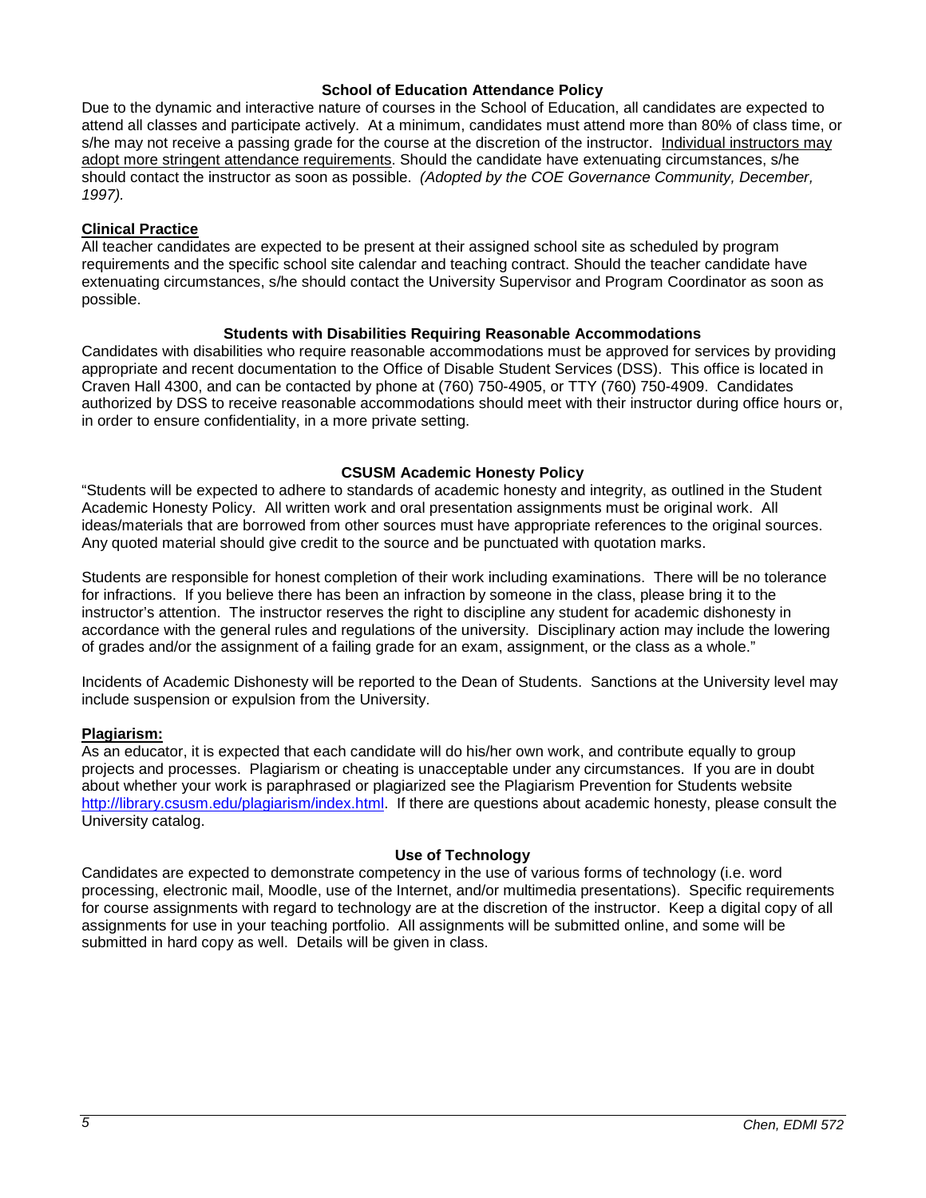### School of Education Attendance Policy

Due to the dynamic and interactive nature of courses in the School of Education, all candidates are expected to attend all classes and participate actively. At a minimum, candidates must attend more than 80% of class time, or s/he may not receive a passing grade for the course at the discretion of the instructor. <u>Individual instructors may adopt more stringent attendance requirements</u>. Should the candidate have extenuating circumstances, s/he should contact the instructor as soon as possible. *(Adopted by the COE Governance Community, December, 1997).*

**<u>Clinical Practice</u>**

All teacher candidates are expected to be present at their assigned school site as scheduled by program requirements and the specific school site calendar and teaching contract. Should the teacher candidate have extenuating circumstances, s/he should contact the University Supervisor and Program Coordinator as soon as possible.

### Students with Disabilities Requiring Reasonable Accommodations

Candidates with disabilities who require reasonable accommodations must be approved for services by providing appropriate and recent documentation to the Office of Disable Student Services (DSS). This office is located in Craven Hall 4300, and can be contacted by phone at (760) 750-4905, or TTY (760) 750-4909. Candidates authorized by DSS to receive reasonable accommodations should meet with their instructor during office hours or, in order to ensure confidentiality, in a more private setting.

### CSUSM Academic Honesty Policy

"Students will be expected to adhere to standards of academic honesty and integrity, as outlined in the Student Academic Honesty Policy. All written work and oral presentation assignments must be original work. All ideas/materials that are borrowed from other sources must have appropriate references to the original sources. Any quoted material should give credit to the source and be punctuated with quotation marks.

Students are responsible for honest completion of their work including examinations. There will be no tolerance for infractions. If you believe there has been an infraction by someone in the class, please bring it to the instructor's attention. The instructor reserves the right to discipline any student for academic dishonesty in accordance with the general rules and regulations of the university. Disciplinary action may include the lowering of grades and/or the assignment of a failing grade for an exam, assignment, or the class as a whole."

Incidents of Academic Dishonesty will be reported to the Dean of Students. Sanctions at the University level may include suspension or expulsion from the University.

**<u>Plagiarism:</u>**

As an educator, it is expected that each candidate will do his/her own work, and contribute equally to group projects and processes. Plagiarism or cheating is unacceptable under any circumstances. If you are in doubt about whether your work is paraphrased or plagiarized see the Plagiarism Prevention for Students website http://library.csusm.edu/plagiarism/index.html. If there are questions about academic honesty, please consult the University catalog.

### Use of Technology

Candidates are expected to demonstrate competency in the use of various forms of technology (i.e. word processing, electronic mail, Moodle, use of the Internet, and/or multimedia presentations). Specific requirements for course assignments with regard to technology are at the discretion of the instructor. Keep a digital copy of all assignments for use in your teaching portfolio. All assignments will be submitted online, and some will be submitted in hard copy as well. Details will be given in class.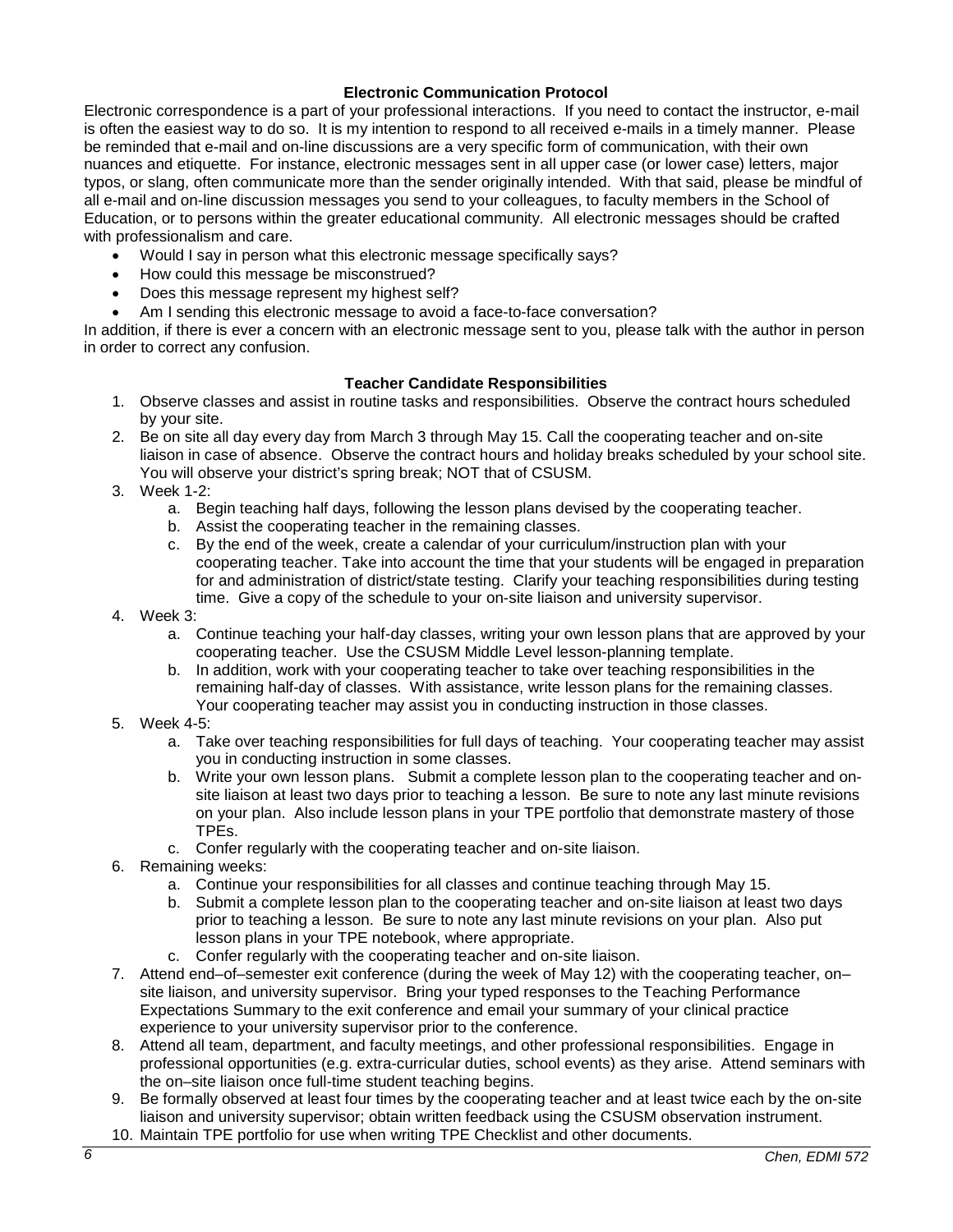### Electronic Communication Protocol

Electronic correspondence is a part of your professional interactions. If you need to contact the instructor, e-mail is often the easiest way to do so. It is my intention to respond to all received e-mails in a timely manner. Please be reminded that e-mail and on-line discussions are a very specific form of communication, with their own nuances and etiquette. For instance, electronic messages sent in all upper case (or lower case) letters, major typos, or slang, often communicate more than the sender originally intended. With that said, please be mindful of all e-mail and on-line discussion messages you send to your colleagues, to faculty members in the School of Education, or to persons within the greater educational community. All electronic messages should be crafted with professionalism and care.

- Would I say in person what this electronic message specifically says?
- How could this message be misconstrued?
- Does this message represent my highest self?
- Am I sending this electronic message to avoid a face-to-face conversation?

In addition, if there is ever a concern with an electronic message sent to you, please talk with the author in person in order to correct any confusion.

### Teacher Candidate Responsibilities

1. Observe classes and assist in routine tasks and responsibilities. Observe the contract hours scheduled by your site.
2. Be on site all day every day from March 3 through May 15. Call the cooperating teacher and on-site liaison in case of absence. Observe the contract hours and holiday breaks scheduled by your school site. You will observe your district's spring break; NOT that of CSUSM.
3. Week 1-2:
    a. Begin teaching half days, following the lesson plans devised by the cooperating teacher.
    b. Assist the cooperating teacher in the remaining classes.
    c. By the end of the week, create a calendar of your curriculum/instruction plan with your cooperating teacher. Take into account the time that your students will be engaged in preparation for and administration of district/state testing. Clarify your teaching responsibilities during testing time. Give a copy of the schedule to your on-site liaison and university supervisor.
4. Week 3:
    a. Continue teaching your half-day classes, writing your own lesson plans that are approved by your cooperating teacher. Use the CSUSM Middle Level lesson-planning template.
    b. In addition, work with your cooperating teacher to take over teaching responsibilities in the remaining half-day of classes. With assistance, write lesson plans for the remaining classes. Your cooperating teacher may assist you in conducting instruction in those classes.
5. Week 4-5:
    a. Take over teaching responsibilities for full days of teaching. Your cooperating teacher may assist you in conducting instruction in some classes.
    b. Write your own lesson plans. Submit a complete lesson plan to the cooperating teacher and on-site liaison at least two days prior to teaching a lesson. Be sure to note any last minute revisions on your plan. Also include lesson plans in your TPE portfolio that demonstrate mastery of those TPEs.
    c. Confer regularly with the cooperating teacher and on-site liaison.
6. Remaining weeks:
    a. Continue your responsibilities for all classes and continue teaching through May 15.
    b. Submit a complete lesson plan to the cooperating teacher and on-site liaison at least two days prior to teaching a lesson. Be sure to note any last minute revisions on your plan. Also put lesson plans in your TPE notebook, where appropriate.
    c. Confer regularly with the cooperating teacher and on-site liaison.
7. Attend end–of–semester exit conference (during the week of May 12) with the cooperating teacher, on–site liaison, and university supervisor. Bring your typed responses to the Teaching Performance Expectations Summary to the exit conference and email your summary of your clinical practice experience to your university supervisor prior to the conference.
8. Attend all team, department, and faculty meetings, and other professional responsibilities. Engage in professional opportunities (e.g. extra-curricular duties, school events) as they arise. Attend seminars with the on–site liaison once full-time student teaching begins.
9. Be formally observed at least four times by the cooperating teacher and at least twice each by the on-site liaison and university supervisor; obtain written feedback using the CSUSM observation instrument.
10. Maintain TPE portfolio for use when writing TPE Checklist and other documents.